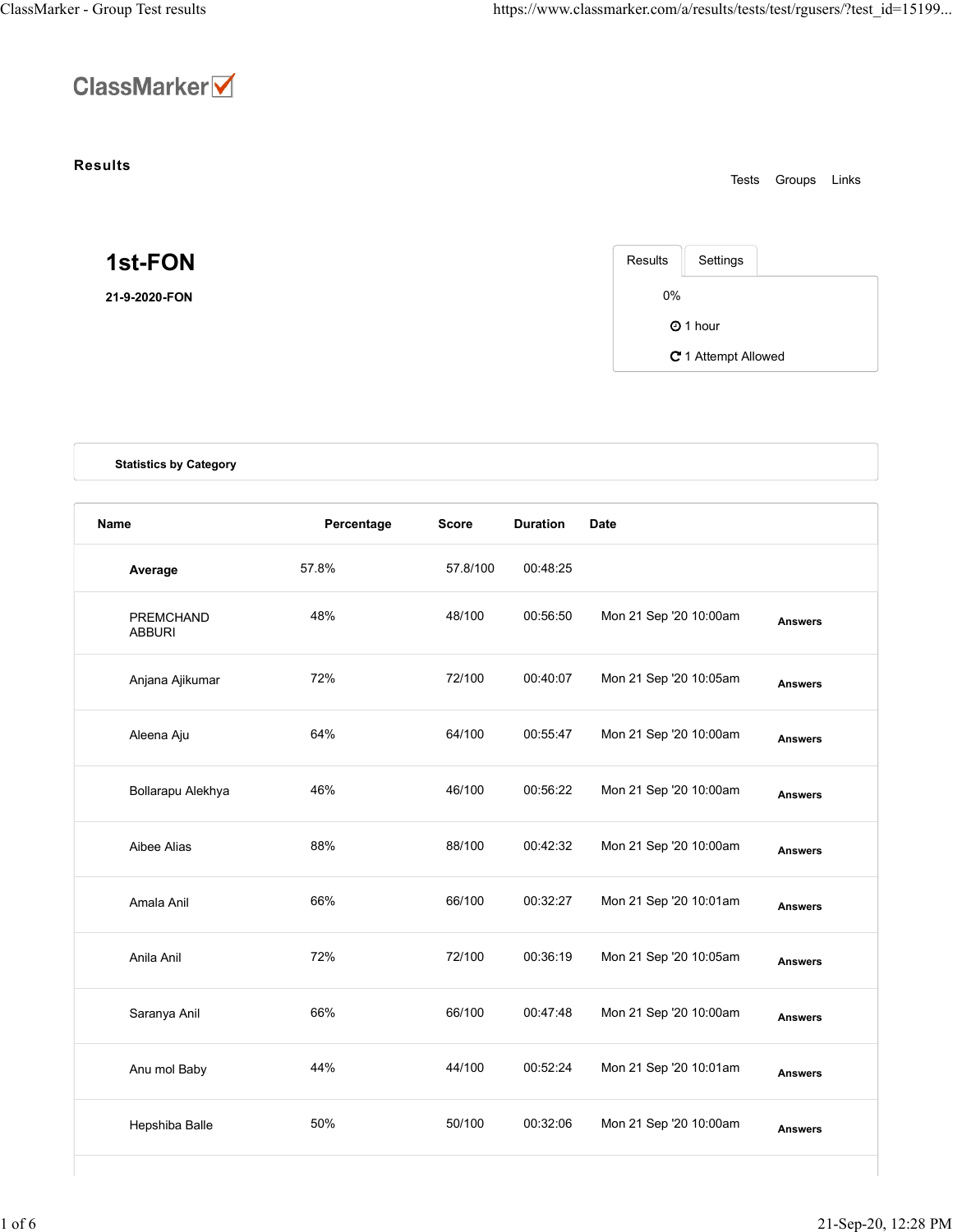ClassMarker

**Results**

Tests Groups Links

# 1st-FON

**21-9-2020-FON**

Results | Settings

0%

1 hour

1 Attempt Allowed

**Statistics by Category**

| Name | Percentage | Score | Duration | Date | |
|---|---|---|---|---|---|
| **Average** | 57.8% | 57.8/100 | 00:48:25 | | |
| PREMCHAND ABBURI | 48% | 48/100 | 00:56:50 | Mon 21 Sep '20 10:00am | **Answers** |
| Anjana Ajikumar | 72% | 72/100 | 00:40:07 | Mon 21 Sep '20 10:05am | **Answers** |
| Aleena Aju | 64% | 64/100 | 00:55:47 | Mon 21 Sep '20 10:00am | **Answers** |
| Bollarapu Alekhya | 46% | 46/100 | 00:56:22 | Mon 21 Sep '20 10:00am | **Answers** |
| Aibee Alias | 88% | 88/100 | 00:42:32 | Mon 21 Sep '20 10:00am | **Answers** |
| Amala Anil | 66% | 66/100 | 00:32:27 | Mon 21 Sep '20 10:01am | **Answers** |
| Anila Anil | 72% | 72/100 | 00:36:19 | Mon 21 Sep '20 10:05am | **Answers** |
| Saranya Anil | 66% | 66/100 | 00:47:48 | Mon 21 Sep '20 10:00am | **Answers** |
| Anu mol Baby | 44% | 44/100 | 00:52:24 | Mon 21 Sep '20 10:01am | **Answers** |
| Hepshiba Balle | 50% | 50/100 | 00:32:06 | Mon 21 Sep '20 10:00am | **Answers** |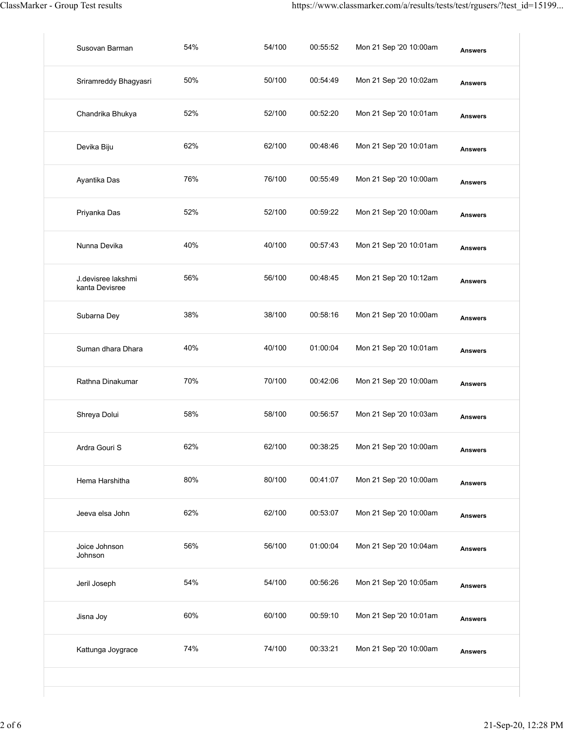| | | | | | |
|---|---|---|---|---|---|
| Susovan Barman | 54% | 54/100 | 00:55:52 | Mon 21 Sep '20 10:00am | **Answers** |
| Sriramreddy Bhagyasri | 50% | 50/100 | 00:54:49 | Mon 21 Sep '20 10:02am | **Answers** |
| Chandrika Bhukya | 52% | 52/100 | 00:52:20 | Mon 21 Sep '20 10:01am | **Answers** |
| Devika Biju | 62% | 62/100 | 00:48:46 | Mon 21 Sep '20 10:01am | **Answers** |
| Ayantika Das | 76% | 76/100 | 00:55:49 | Mon 21 Sep '20 10:00am | **Answers** |
| Priyanka Das | 52% | 52/100 | 00:59:22 | Mon 21 Sep '20 10:00am | **Answers** |
| Nunna Devika | 40% | 40/100 | 00:57:43 | Mon 21 Sep '20 10:01am | **Answers** |
| J.devisree lakshmi kanta Devisree | 56% | 56/100 | 00:48:45 | Mon 21 Sep '20 10:12am | **Answers** |
| Subarna Dey | 38% | 38/100 | 00:58:16 | Mon 21 Sep '20 10:00am | **Answers** |
| Suman dhara Dhara | 40% | 40/100 | 01:00:04 | Mon 21 Sep '20 10:01am | **Answers** |
| Rathna Dinakumar | 70% | 70/100 | 00:42:06 | Mon 21 Sep '20 10:00am | **Answers** |
| Shreya Dolui | 58% | 58/100 | 00:56:57 | Mon 21 Sep '20 10:03am | **Answers** |
| Ardra Gouri S | 62% | 62/100 | 00:38:25 | Mon 21 Sep '20 10:00am | **Answers** |
| Hema Harshitha | 80% | 80/100 | 00:41:07 | Mon 21 Sep '20 10:00am | **Answers** |
| Jeeva elsa John | 62% | 62/100 | 00:53:07 | Mon 21 Sep '20 10:00am | **Answers** |
| Joice Johnson Johnson | 56% | 56/100 | 01:00:04 | Mon 21 Sep '20 10:04am | **Answers** |
| Jeril Joseph | 54% | 54/100 | 00:56:26 | Mon 21 Sep '20 10:05am | **Answers** |
| Jisna Joy | 60% | 60/100 | 00:59:10 | Mon 21 Sep '20 10:01am | **Answers** |
| Kattunga Joygrace | 74% | 74/100 | 00:33:21 | Mon 21 Sep '20 10:00am | **Answers** |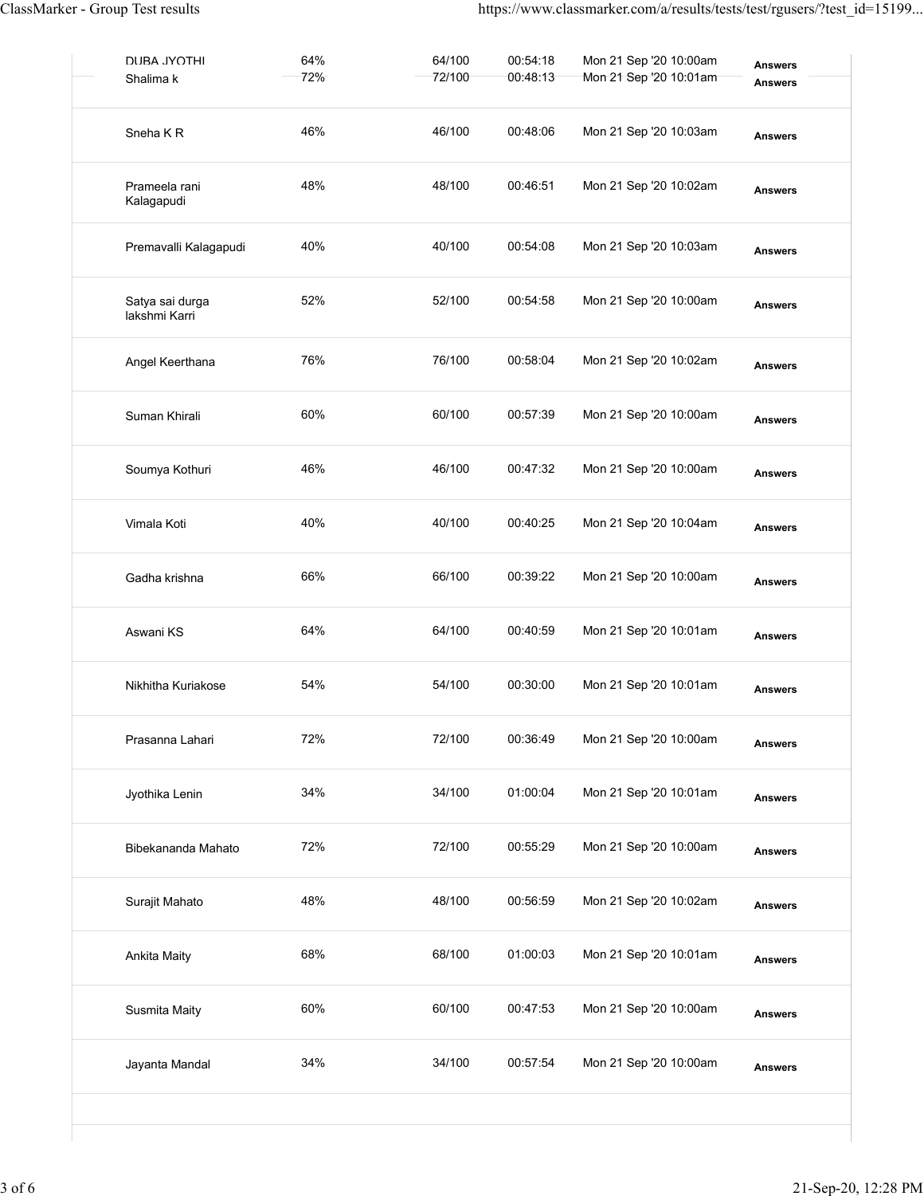| | | | | | |
|---|---|---|---|---|---|
| DURA JYOTHI | 64% | 64/100 | 00:54:18 | Mon 21 Sep '20 10:00am | Answers |
| Shalima k | 72% | 72/100 | 00:48:13 | Mon 21 Sep '20 10:01am | Answers |
| Sneha K R | 46% | 46/100 | 00:48:06 | Mon 21 Sep '20 10:03am | Answers |
| Prameela rani Kalagapudi | 48% | 48/100 | 00:46:51 | Mon 21 Sep '20 10:02am | Answers |
| Premavalli Kalagapudi | 40% | 40/100 | 00:54:08 | Mon 21 Sep '20 10:03am | Answers |
| Satya sai durga lakshmi Karri | 52% | 52/100 | 00:54:58 | Mon 21 Sep '20 10:00am | Answers |
| Angel Keerthana | 76% | 76/100 | 00:58:04 | Mon 21 Sep '20 10:02am | Answers |
| Suman Khirali | 60% | 60/100 | 00:57:39 | Mon 21 Sep '20 10:00am | Answers |
| Soumya Kothuri | 46% | 46/100 | 00:47:32 | Mon 21 Sep '20 10:00am | Answers |
| Vimala Koti | 40% | 40/100 | 00:40:25 | Mon 21 Sep '20 10:04am | Answers |
| Gadha krishna | 66% | 66/100 | 00:39:22 | Mon 21 Sep '20 10:00am | Answers |
| Aswani KS | 64% | 64/100 | 00:40:59 | Mon 21 Sep '20 10:01am | Answers |
| Nikhitha Kuriakose | 54% | 54/100 | 00:30:00 | Mon 21 Sep '20 10:01am | Answers |
| Prasanna Lahari | 72% | 72/100 | 00:36:49 | Mon 21 Sep '20 10:00am | Answers |
| Jyothika Lenin | 34% | 34/100 | 01:00:04 | Mon 21 Sep '20 10:01am | Answers |
| Bibekananda Mahato | 72% | 72/100 | 00:55:29 | Mon 21 Sep '20 10:00am | Answers |
| Surajit Mahato | 48% | 48/100 | 00:56:59 | Mon 21 Sep '20 10:02am | Answers |
| Ankita Maity | 68% | 68/100 | 01:00:03 | Mon 21 Sep '20 10:01am | Answers |
| Susmita Maity | 60% | 60/100 | 00:47:53 | Mon 21 Sep '20 10:00am | Answers |
| Jayanta Mandal | 34% | 34/100 | 00:57:54 | Mon 21 Sep '20 10:00am | Answers |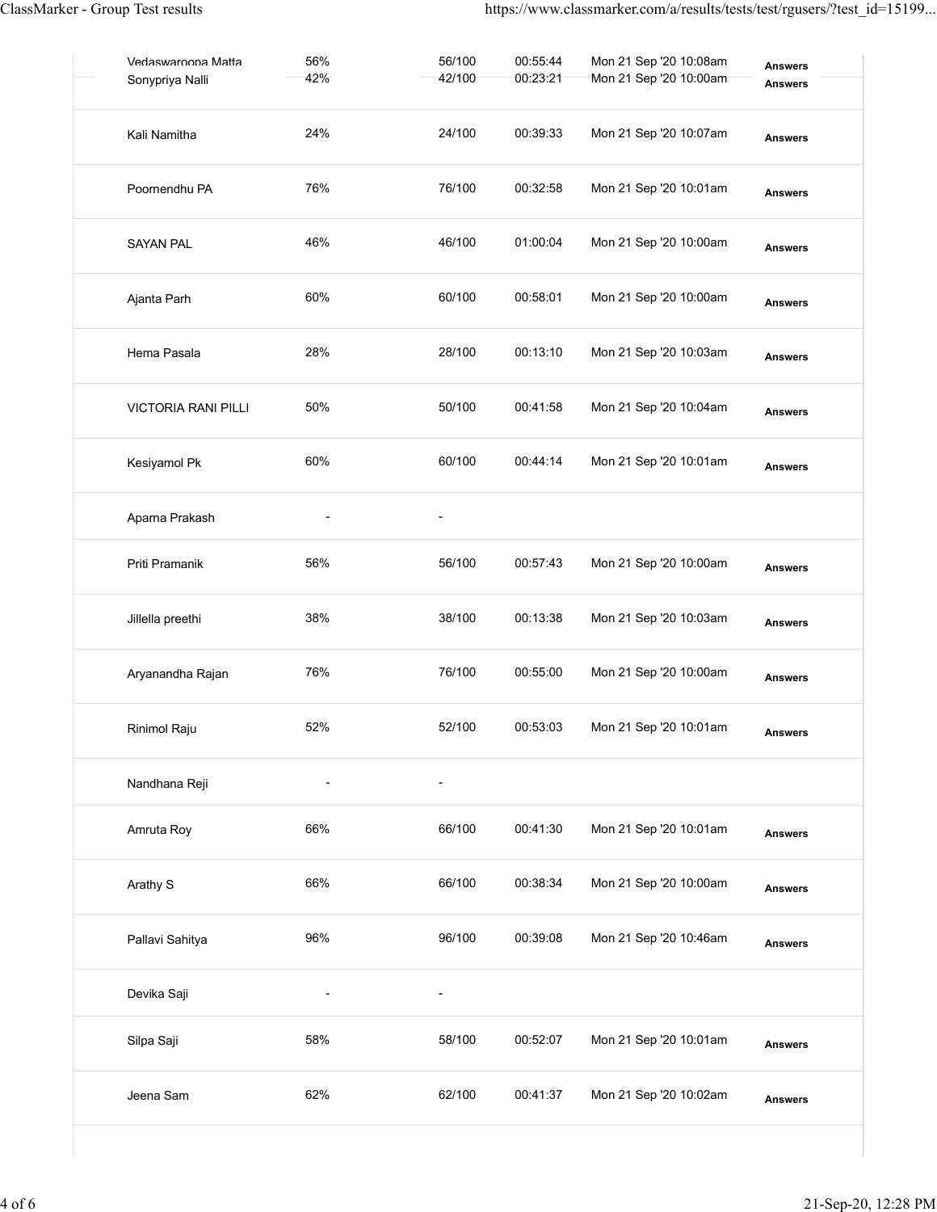| | | | | | |
|---|---|---|---|---|---|
| Vedaswaroopa Matta | 56% | 56/100 | 00:55:44 | Mon 21 Sep '20 10:08am | Answers |
| Sonypriya Nalli | 42% | 42/100 | 00:23:21 | Mon 21 Sep '20 10:00am | Answers |
| Kali Namitha | 24% | 24/100 | 00:39:33 | Mon 21 Sep '20 10:07am | Answers |
| Poornendhu PA | 76% | 76/100 | 00:32:58 | Mon 21 Sep '20 10:01am | Answers |
| SAYAN PAL | 46% | 46/100 | 01:00:04 | Mon 21 Sep '20 10:00am | Answers |
| Ajanta Parh | 60% | 60/100 | 00:58:01 | Mon 21 Sep '20 10:00am | Answers |
| Hema Pasala | 28% | 28/100 | 00:13:10 | Mon 21 Sep '20 10:03am | Answers |
| VICTORIA RANI PILLI | 50% | 50/100 | 00:41:58 | Mon 21 Sep '20 10:04am | Answers |
| Kesiyamol Pk | 60% | 60/100 | 00:44:14 | Mon 21 Sep '20 10:01am | Answers |
| Aparna Prakash | - | - | | | |
| Priti Pramanik | 56% | 56/100 | 00:57:43 | Mon 21 Sep '20 10:00am | Answers |
| Jillella preethi | 38% | 38/100 | 00:13:38 | Mon 21 Sep '20 10:03am | Answers |
| Aryanandha Rajan | 76% | 76/100 | 00:55:00 | Mon 21 Sep '20 10:00am | Answers |
| Rinimol Raju | 52% | 52/100 | 00:53:03 | Mon 21 Sep '20 10:01am | Answers |
| Nandhana Reji | - | - | | | |
| Amruta Roy | 66% | 66/100 | 00:41:30 | Mon 21 Sep '20 10:01am | Answers |
| Arathy S | 66% | 66/100 | 00:38:34 | Mon 21 Sep '20 10:00am | Answers |
| Pallavi Sahitya | 96% | 96/100 | 00:39:08 | Mon 21 Sep '20 10:46am | Answers |
| Devika Saji | - | - | | | |
| Silpa Saji | 58% | 58/100 | 00:52:07 | Mon 21 Sep '20 10:01am | Answers |
| Jeena Sam | 62% | 62/100 | 00:41:37 | Mon 21 Sep '20 10:02am | Answers |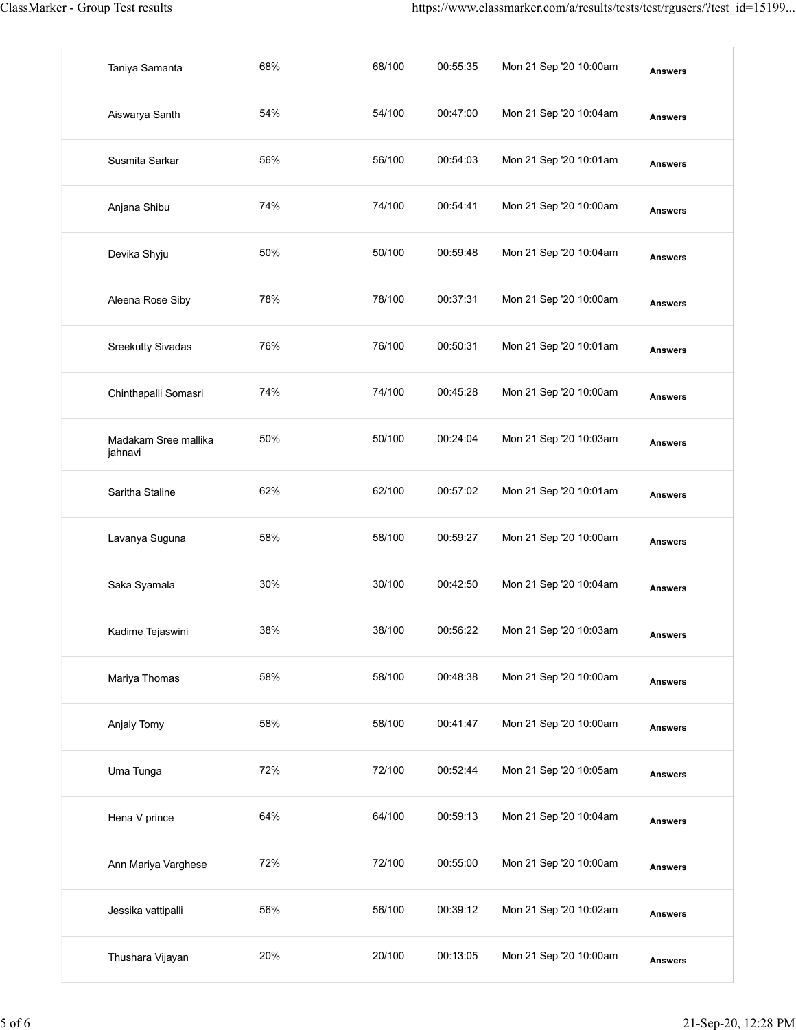| | | | | | |
|---|---|---|---|---|---|
| Taniya Samanta | 68% | 68/100 | 00:55:35 | Mon 21 Sep '20 10:00am | **Answers** |
| Aiswarya Santh | 54% | 54/100 | 00:47:00 | Mon 21 Sep '20 10:04am | **Answers** |
| Susmita Sarkar | 56% | 56/100 | 00:54:03 | Mon 21 Sep '20 10:01am | **Answers** |
| Anjana Shibu | 74% | 74/100 | 00:54:41 | Mon 21 Sep '20 10:00am | **Answers** |
| Devika Shyju | 50% | 50/100 | 00:59:48 | Mon 21 Sep '20 10:04am | **Answers** |
| Aleena Rose Siby | 78% | 78/100 | 00:37:31 | Mon 21 Sep '20 10:00am | **Answers** |
| Sreekutty Sivadas | 76% | 76/100 | 00:50:31 | Mon 21 Sep '20 10:01am | **Answers** |
| Chinthapalli Somasri | 74% | 74/100 | 00:45:28 | Mon 21 Sep '20 10:00am | **Answers** |
| Madakam Sree mallika jahnavi | 50% | 50/100 | 00:24:04 | Mon 21 Sep '20 10:03am | **Answers** |
| Saritha Staline | 62% | 62/100 | 00:57:02 | Mon 21 Sep '20 10:01am | **Answers** |
| Lavanya Suguna | 58% | 58/100 | 00:59:27 | Mon 21 Sep '20 10:00am | **Answers** |
| Saka Syamala | 30% | 30/100 | 00:42:50 | Mon 21 Sep '20 10:04am | **Answers** |
| Kadime Tejaswini | 38% | 38/100 | 00:56:22 | Mon 21 Sep '20 10:03am | **Answers** |
| Mariya Thomas | 58% | 58/100 | 00:48:38 | Mon 21 Sep '20 10:00am | **Answers** |
| Anjaly Tomy | 58% | 58/100 | 00:41:47 | Mon 21 Sep '20 10:00am | **Answers** |
| Uma Tunga | 72% | 72/100 | 00:52:44 | Mon 21 Sep '20 10:05am | **Answers** |
| Hena V prince | 64% | 64/100 | 00:59:13 | Mon 21 Sep '20 10:04am | **Answers** |
| Ann Mariya Varghese | 72% | 72/100 | 00:55:00 | Mon 21 Sep '20 10:00am | **Answers** |
| Jessika vattipalli | 56% | 56/100 | 00:39:12 | Mon 21 Sep '20 10:02am | **Answers** |
| Thushara Vijayan | 20% | 20/100 | 00:13:05 | Mon 21 Sep '20 10:00am | **Answers** |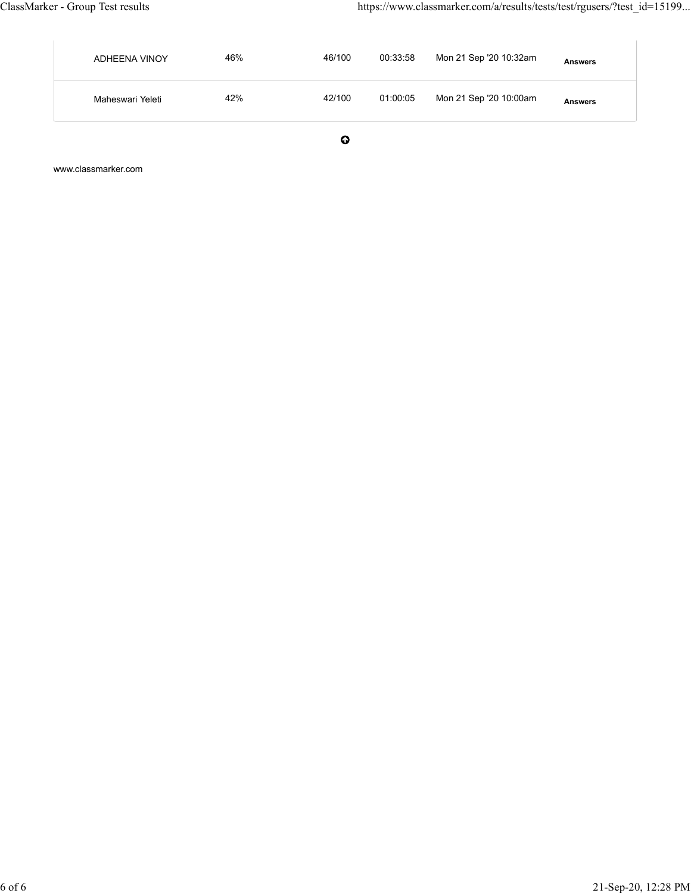| | | | | | |
|---|---|---|---|---|---|
| ADHEENA VINOY | 46% | 46/100 | 00:33:58 | Mon 21 Sep '20 10:32am | **Answers** |
| Maheswari Yeleti | 42% | 42/100 | 01:00:05 | Mon 21 Sep '20 10:00am | **Answers** |

www.classmarker.com